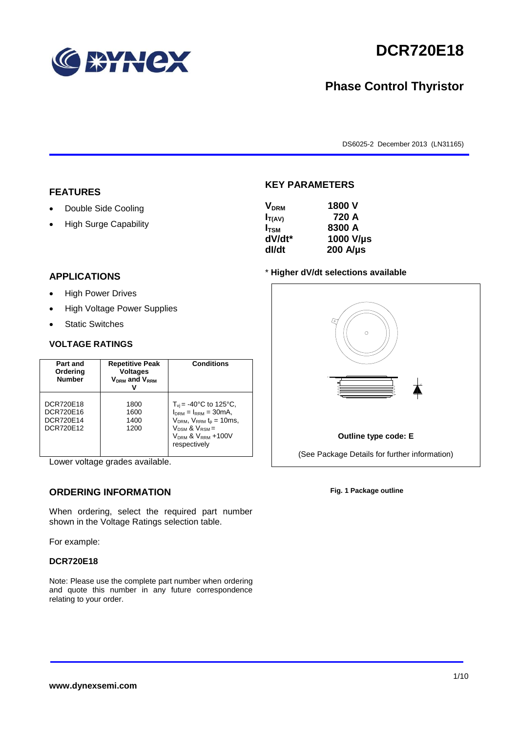# DCR720E18

## Phase Control Thyristor

DS6025-2 December 2013 (LN31165)

## FEATURES

- Double Side Cooling
- High Surge Capability

## APPLICATIONS

- High Power Drives
- High Voltage Power Supplies
- Static Switches

## KEY PARAMETERS

| | |
|---|---|
| $V_{DRM}$ | 1800 V |
| $I_{T(AV)}$ | 720 A |
| $I_{TSM}$ | 8300 A |
| dV/dt* | 1000 V/µs |
| dI/dt | 200 A/µs |

\* **Higher dV/dt selections available**

## VOLTAGE RATINGS

| Part and Ordering Number | Repetitive Peak Voltages $V_{DRM}$ and $V_{RRM}$ V | Conditions |
|---|---|---|
| DCR720E18<br>DCR720E16<br>DCR720E14<br>DCR720E12 | 1800<br>1600<br>1400<br>1200 | $T_{vj}$ = -40°C to 125°C, $I_{DRM}$ = $I_{RRM}$ = 30mA, $V_{DRM}$, $V_{RRM}$ $t_p$ = 10ms, $V_{DSM}$ & $V_{RSM}$ = $V_{DRM}$ & $V_{RRM}$ +100V respectively |

Lower voltage grades available.

**Outline type code: E**

(See Package Details for further information)

**Fig. 1 Package outline**

## ORDERING INFORMATION

When ordering, select the required part number shown in the Voltage Ratings selection table.

For example:

**DCR720E18**

Note: Please use the complete part number when ordering and quote this number in any future correspondence relating to your order.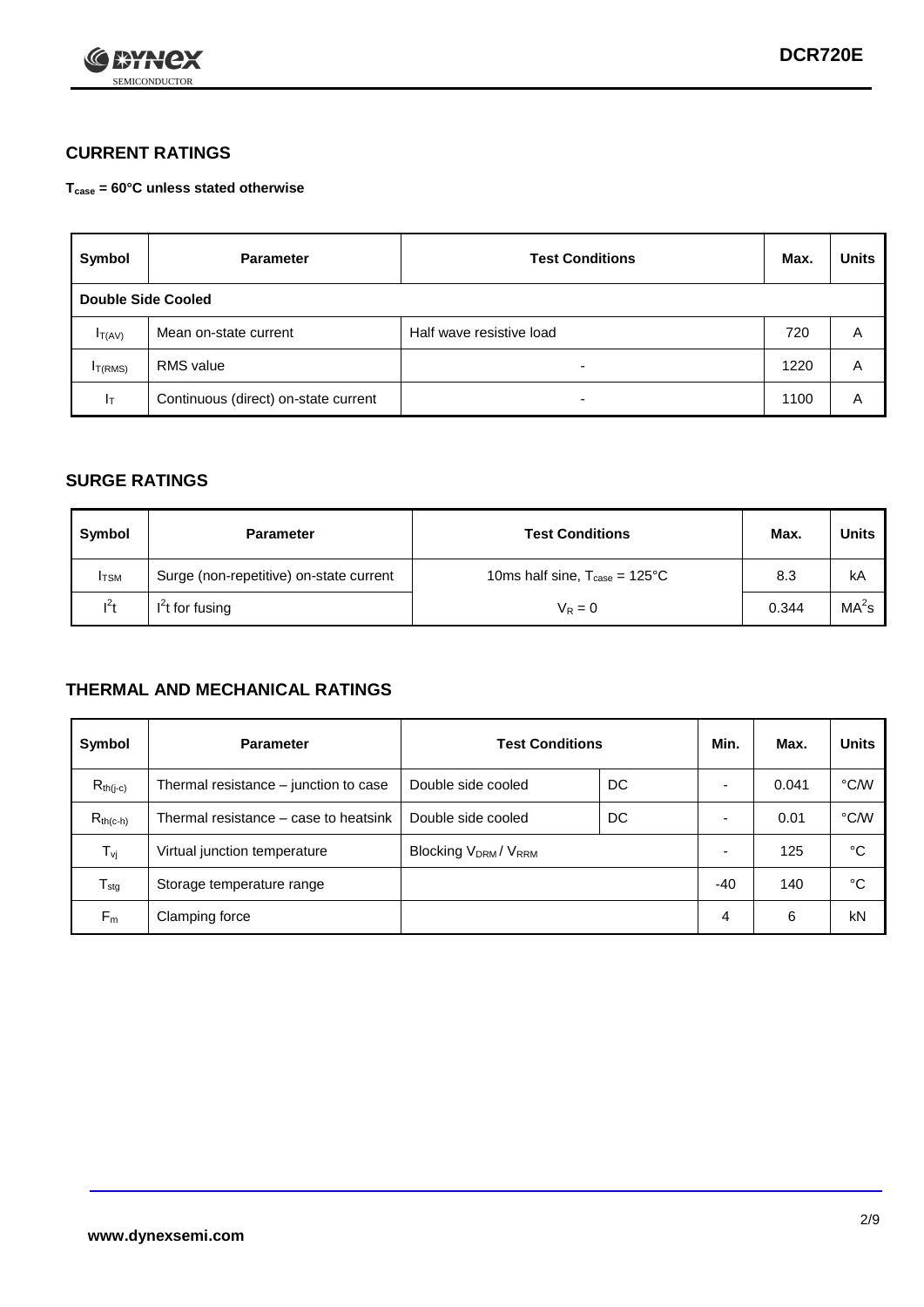## CURRENT RATINGS

**$T_{case}$ = 60°C unless stated otherwise**

| Symbol | Parameter | Test Conditions | Max. | Units |
|---|---|---|---|---|
| **Double Side Cooled** | | | | |
| $I_{T(AV)}$ | Mean on-state current | Half wave resistive load | 720 | A |
| $I_{T(RMS)}$ | RMS value | - | 1220 | A |
| $I_T$ | Continuous (direct) on-state current | - | 1100 | A |

## SURGE RATINGS

| Symbol | Parameter | Test Conditions | Max. | Units |
|---|---|---|---|---|
| $I_{TSM}$ | Surge (non-repetitive) on-state current | 10ms half sine, $T_{case}$ = 125°C | 8.3 | kA |
| $I^2t$ | $I^2t$ for fusing | $V_R = 0$ | 0.344 | $MA^2s$ |

## THERMAL AND MECHANICAL RATINGS

| Symbol | Parameter | Test Conditions | | Min. | Max. | Units |
|---|---|---|---|---|---|---|
| $R_{th(j-c)}$ | Thermal resistance – junction to case | Double side cooled | DC | - | 0.041 | °C/W |
| $R_{th(c-h)}$ | Thermal resistance – case to heatsink | Double side cooled | DC | - | 0.01 | °C/W |
| $T_{vj}$ | Virtual junction temperature | Blocking $V_{DRM}$ / $V_{RRM}$ | | - | 125 | °C |
| $T_{stg}$ | Storage temperature range | | | -40 | 140 | °C |
| $F_m$ | Clamping force | | | 4 | 6 | kN |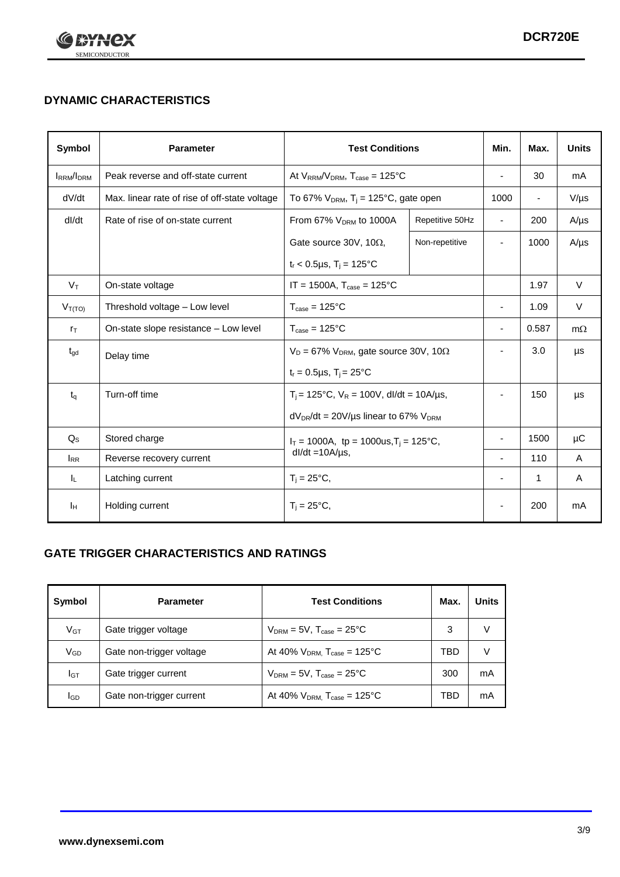## DYNAMIC CHARACTERISTICS

| Symbol | Parameter | Test Conditions | | Min. | Max. | Units |
|---|---|---|---|---|---|---|
| $I_{RRM}/I_{DRM}$ | Peak reverse and off-state current | At $V_{RRM}/V_{DRM}$, $T_{case}$ = 125°C | | - | 30 | mA |
| dV/dt | Max. linear rate of rise of off-state voltage | To 67% $V_{DRM}$, $T_j$ = 125°C, gate open | | 1000 | - | V/µs |
| dI/dt | Rate of rise of on-state current | From 67% $V_{DRM}$ to 1000A | Repetitive 50Hz | - | 200 | A/µs |
| | | Gate source 30V, 10Ω, $t_r$ < 0.5µs, $T_j$ = 125°C | Non-repetitive | - | 1000 | A/µs |
| $V_T$ | On-state voltage | IT = 1500A, $T_{case}$ = 125°C | | | 1.97 | V |
| $V_{T(TO)}$ | Threshold voltage – Low level | $T_{case}$ = 125°C | | - | 1.09 | V |
| $r_T$ | On-state slope resistance – Low level | $T_{case}$ = 125°C | | - | 0.587 | mΩ |
| $t_{gd}$ | Delay time | $V_D$ = 67% $V_{DRM}$, gate source 30V, 10Ω, $t_r$ = 0.5µs, $T_j$ = 25°C | | - | 3.0 | µs |
| $t_q$ | Turn-off time | $T_j$ = 125°C, $V_R$ = 100V, dI/dt = 10A/µs, $dV_{DR}/dt$ = 20V/µs linear to 67% $V_{DRM}$ | | - | 150 | µs |
| $Q_S$ | Stored charge | $I_T$ = 1000A, tp = 1000us, $T_j$ = 125°C, dI/dt = 10A/µs, | | - | 1500 | µC |
| $I_{RR}$ | Reverse recovery current | | | - | 110 | A |
| $I_L$ | Latching current | $T_j$ = 25°C, | | - | 1 | A |
| $I_H$ | Holding current | $T_j$ = 25°C, | | - | 200 | mA |

## GATE TRIGGER CHARACTERISTICS AND RATINGS

| Symbol | Parameter | Test Conditions | Max. | Units |
|---|---|---|---|---|
| $V_{GT}$ | Gate trigger voltage | $V_{DRM}$ = 5V, $T_{case}$ = 25°C | 3 | V |
| $V_{GD}$ | Gate non-trigger voltage | At 40% $V_{DRM}$, $T_{case}$ = 125°C | TBD | V |
| $I_{GT}$ | Gate trigger current | $V_{DRM}$ = 5V, $T_{case}$ = 25°C | 300 | mA |
| $I_{GD}$ | Gate non-trigger current | At 40% $V_{DRM}$, $T_{case}$ = 125°C | TBD | mA |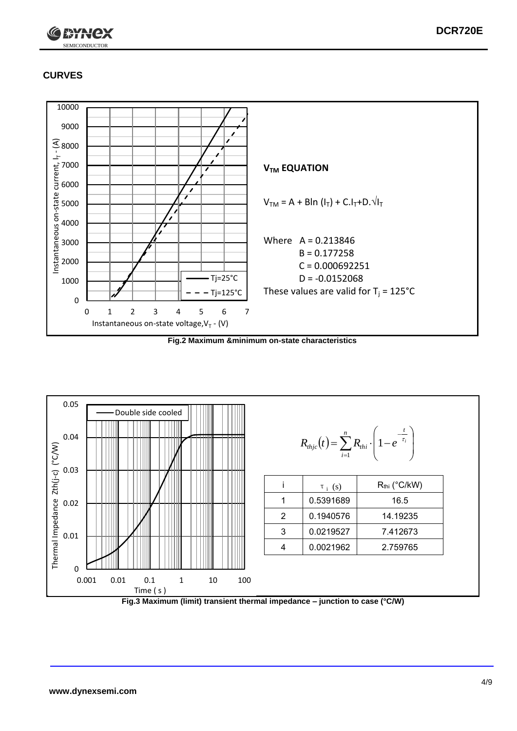## CURVES

**$V_{TM}$ EQUATION**

$V_{TM} = A + B\ln(I_T) + C.I_T + D.\sqrt{I_T}$

Where A = 0.213846
B = 0.177258
C = 0.000692251
D = -0.0152068

These values are valid for $T_j$ = 125°C

**Fig.2 Maximum &minimum on-state characteristics**

$$R_{thjc}(t) = \sum_{i=1}^{n} R_{thi} \cdot \left(1 - e^{-\frac{t}{\tau_i}}\right)$$

| i | $\tau_i$ (s) | $R_{thi}$ (°C/kW) |
|---|---|---|
| 1 | 0.5391689 | 16.5 |
| 2 | 0.1940576 | 14.19235 |
| 3 | 0.0219527 | 7.412673 |
| 4 | 0.0021962 | 2.759765 |

**Fig.3 Maximum (limit) transient thermal impedance – junction to case (°C/W)**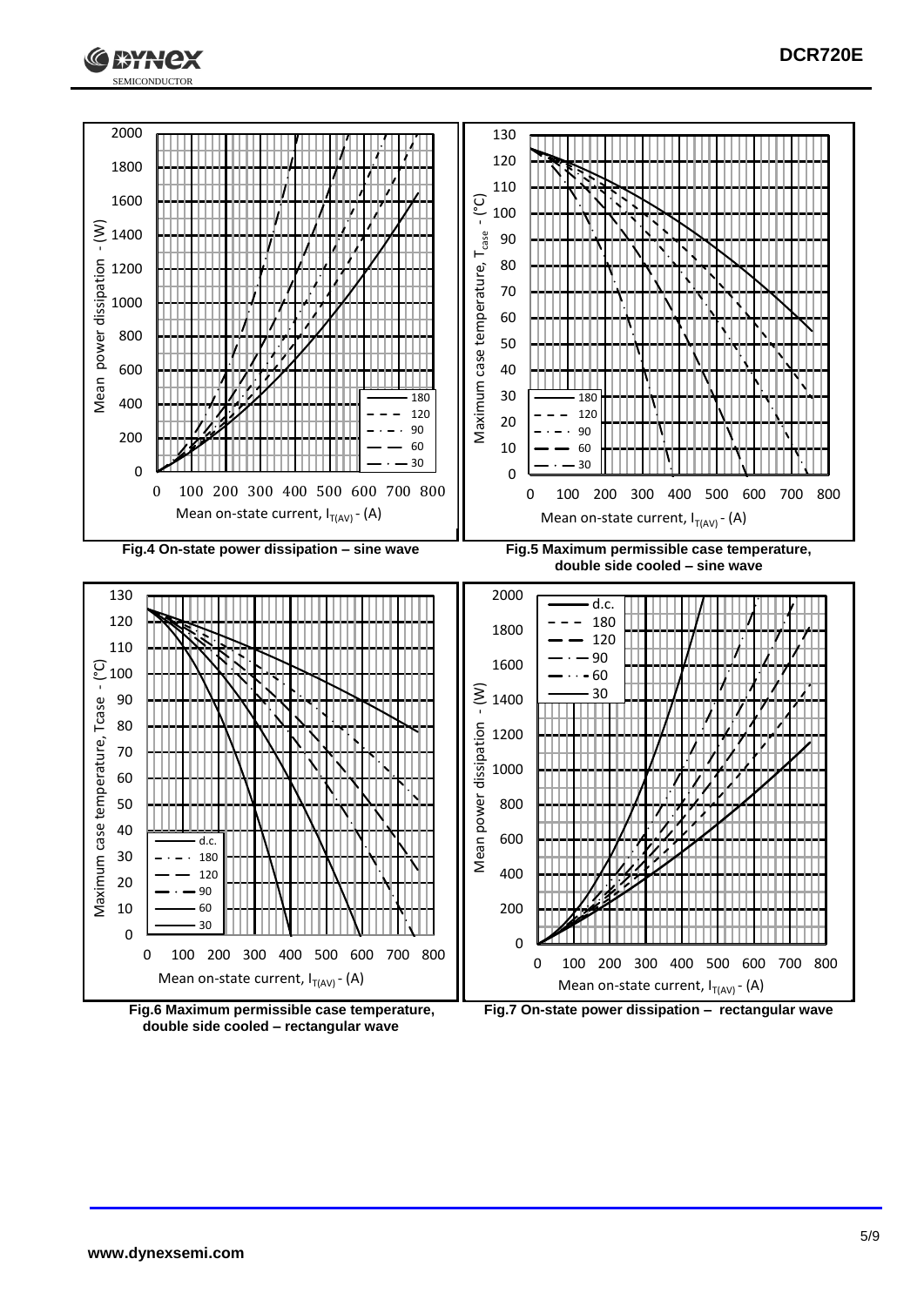Fig.4 On-state power dissipation – sine wave

Fig.5 Maximum permissible case temperature, double side cooled – sine wave

Fig.6 Maximum permissible case temperature, double side cooled – rectangular wave

Fig.7 On-state power dissipation – rectangular wave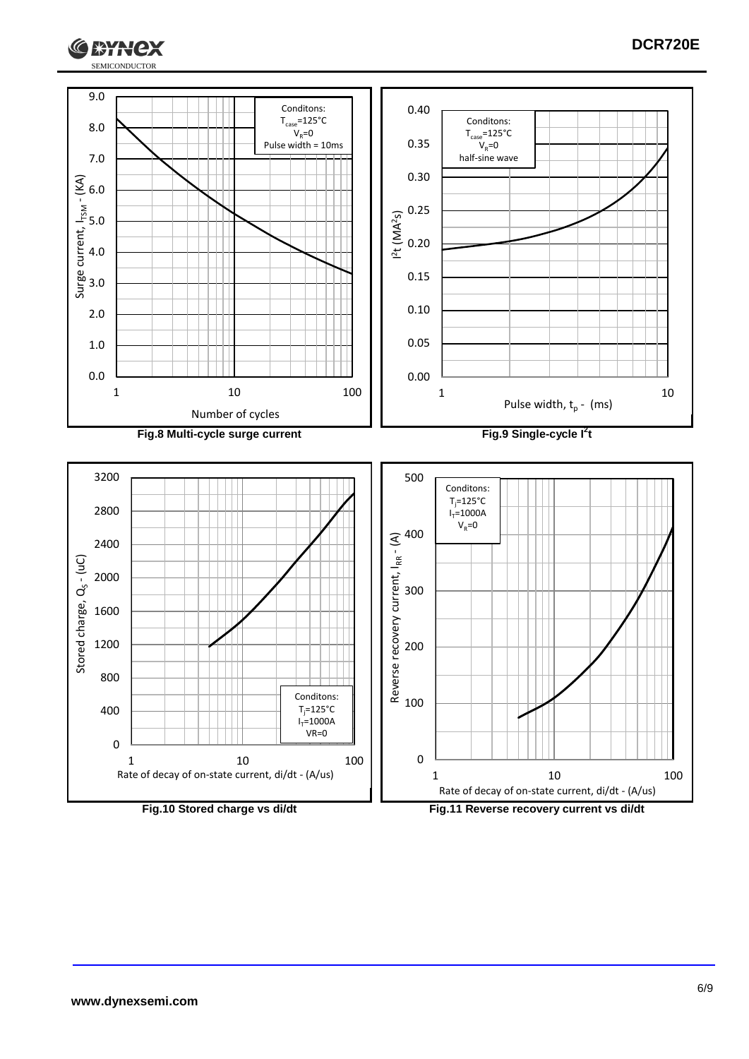Conditons:
$T_{case}$=125°C
$V_R$=0
Pulse width = 10ms

Surge current, $I_{TSM}$ - (KA)

Number of cycles

**Fig.8 Multi-cycle surge current**

Conditons:
$T_{case}$=125°C
$V_R$=0
half-sine wave

$I^2t$ ($MA^2s$)

Pulse width, $t_p$ - (ms)

**Fig.9 Single-cycle $I^2t$**

Stored charge, $Q_S$ - (uC)

Conditons:
$T_j$=125°C
$I_T$=1000A
VR=0

Rate of decay of on-state current, di/dt - (A/us)

**Fig.10 Stored charge vs di/dt**

Conditons:
$T_j$=125°C
$I_T$=1000A
$V_R$=0

Reverse recovery current, $I_{RR}$ - (A)

Rate of decay of on-state current, di/dt - (A/us)

**Fig.11 Reverse recovery current vs di/dt**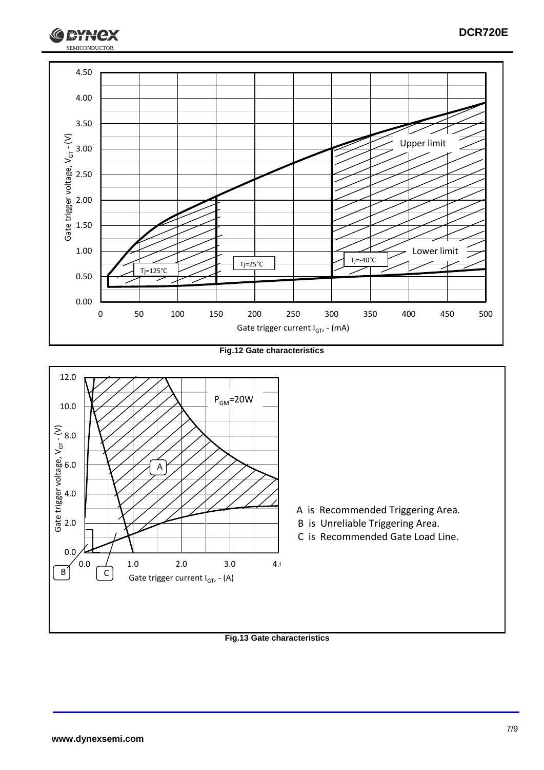Fig.12 Gate characteristics

Fig.13 Gate characteristics

A is Recommended Triggering Area.

B is Unreliable Triggering Area.

C is Recommended Gate Load Line.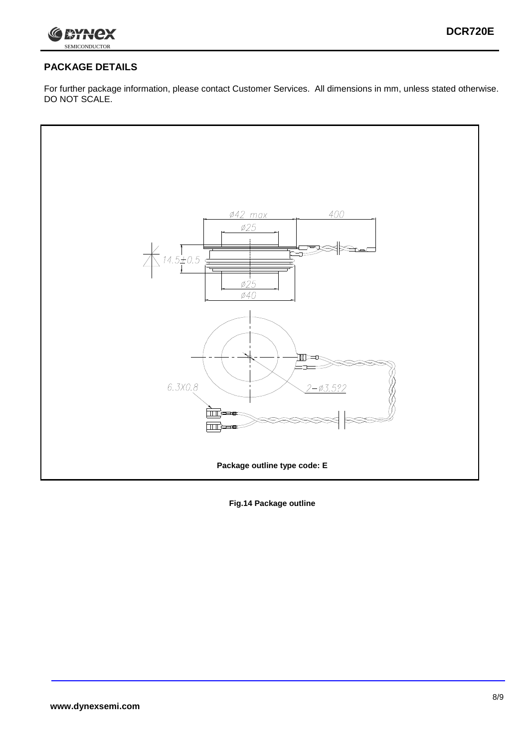## PACKAGE DETAILS

For further package information, please contact Customer Services. All dimensions in mm, unless stated otherwise. DO NOT SCALE.

Ø42 max

400

Ø25

14.5±0.5

Ø25

Ø40

6.3X0.8

2−Ø3.5?2

**Package outline type code: E**

**Fig.14 Package outline**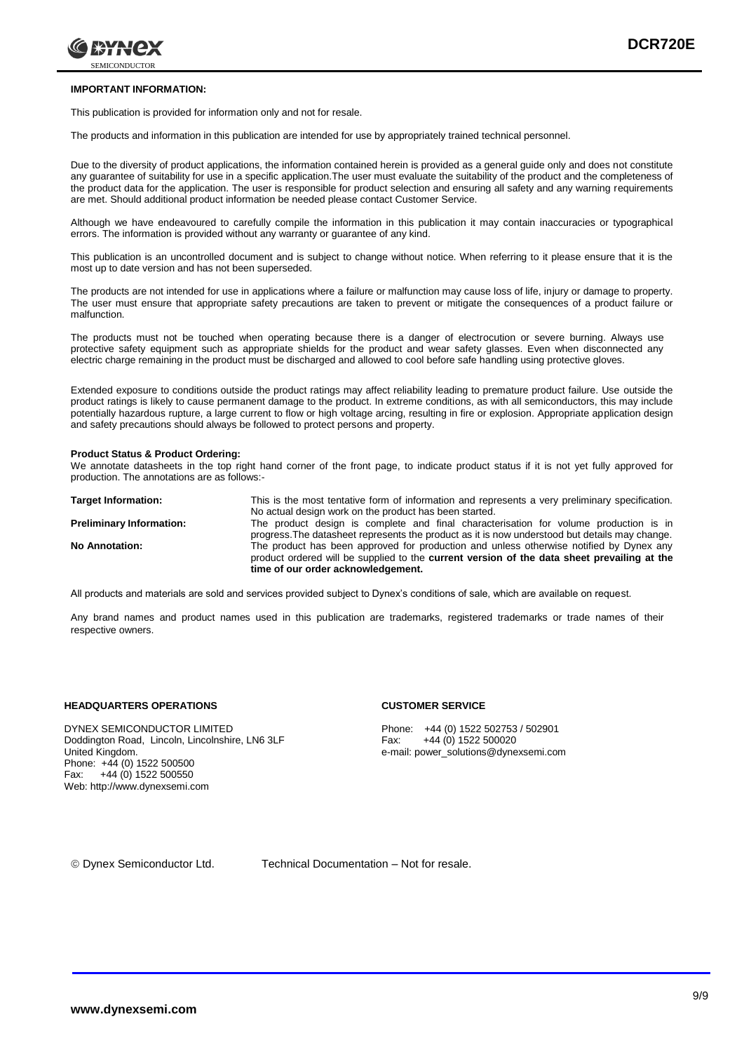**IMPORTANT INFORMATION:**

This publication is provided for information only and not for resale.

The products and information in this publication are intended for use by appropriately trained technical personnel.

Due to the diversity of product applications, the information contained herein is provided as a general guide only and does not constitute any guarantee of suitability for use in a specific application.The user must evaluate the suitability of the product and the completeness of the product data for the application. The user is responsible for product selection and ensuring all safety and any warning requirements are met. Should additional product information be needed please contact Customer Service.

Although we have endeavoured to carefully compile the information in this publication it may contain inaccuracies or typographical errors. The information is provided without any warranty or guarantee of any kind.

This publication is an uncontrolled document and is subject to change without notice. When referring to it please ensure that it is the most up to date version and has not been superseded.

The products are not intended for use in applications where a failure or malfunction may cause loss of life, injury or damage to property. The user must ensure that appropriate safety precautions are taken to prevent or mitigate the consequences of a product failure or malfunction.

The products must not be touched when operating because there is a danger of electrocution or severe burning. Always use protective safety equipment such as appropriate shields for the product and wear safety glasses. Even when disconnected any electric charge remaining in the product must be discharged and allowed to cool before safe handling using protective gloves.

Extended exposure to conditions outside the product ratings may affect reliability leading to premature product failure. Use outside the product ratings is likely to cause permanent damage to the product. In extreme conditions, as with all semiconductors, this may include potentially hazardous rupture, a large current to flow or high voltage arcing, resulting in fire or explosion. Appropriate application design and safety precautions should always be followed to protect persons and property.

**Product Status & Product Ordering:**

We annotate datasheets in the top right hand corner of the front page, to indicate product status if it is not yet fully approved for production. The annotations are as follows:-

| | |
|---|---|
| **Target Information:** | This is the most tentative form of information and represents a very preliminary specification. No actual design work on the product has been started. |
| **Preliminary Information:** | The product design is complete and final characterisation for volume production is in progress.The datasheet represents the product as it is now understood but details may change. |
| **No Annotation:** | The product has been approved for production and unless otherwise notified by Dynex any product ordered will be supplied to the **current version of the data sheet prevailing at the time of our order acknowledgement.** |

All products and materials are sold and services provided subject to Dynex's conditions of sale, which are available on request.

Any brand names and product names used in this publication are trademarks, registered trademarks or trade names of their respective owners.

**HEADQUARTERS OPERATIONS**

DYNEX SEMICONDUCTOR LIMITED
Doddington Road, Lincoln, Lincolnshire, LN6 3LF
United Kingdom.
Phone: +44 (0) 1522 500500
Fax: +44 (0) 1522 500550
Web: http://www.dynexsemi.com

**CUSTOMER SERVICE**

Phone: +44 (0) 1522 502753 / 502901
Fax: +44 (0) 1522 500020
e-mail: power_solutions@dynexsemi.com

© Dynex Semiconductor Ltd. Technical Documentation – Not for resale.